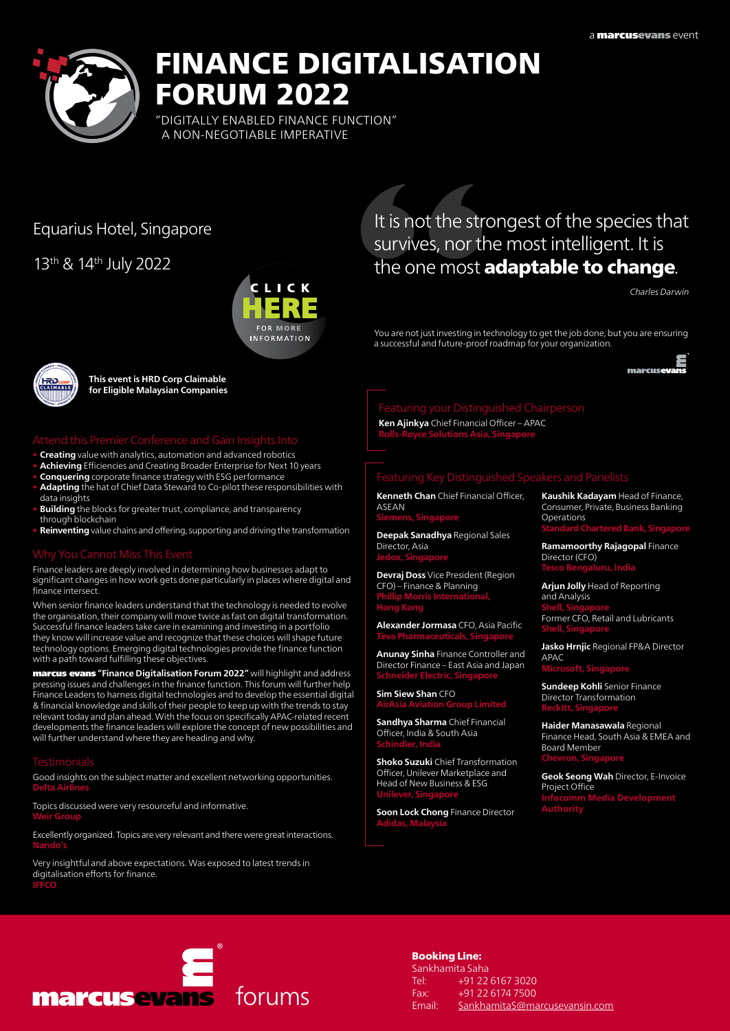a **marcusevans** event

# FINANCE DIGITALISATION FORUM 2022

"DIGITALLY ENABLED FINANCE FUNCTION" A NON-NEGOTIABLE IMPERATIVE

## Equarius Hotel, Singapore

## 13th & 14th July 2022

CLICK HERE FOR MORE INFORMATION

**This event is HRD Corp Claimable for Eligible Malaysian Companies**

> It is not the strongest of the species that survives, nor the most intelligent. It is the one most **adaptable to change**.
>
> *Charles Darwin*

You are not just investing in technology to get the job done, but you are ensuring a successful and future-proof roadmap for your organization.

### Attend this Premier Conference and Gain Insights Into

- **Creating** value with analytics, automation and advanced robotics
- **Achieving** Efficiencies and Creating Broader Enterprise for Next 10 years
- **Conquering** corporate finance strategy with ESG performance
- **Adapting** the hat of Chief Data Steward to Co-pilot these responsibilities with data insights
- **Building** the blocks for greater trust, compliance, and transparency through blockchain
- **Reinventing** value chains and offering, supporting and driving the transformation

### Why You Cannot Miss This Event

Finance leaders are deeply involved in determining how businesses adapt to significant changes in how work gets done particularly in places where digital and finance intersect.

When senior finance leaders understand that the technology is needed to evolve the organisation, their company will move twice as fast on digital transformation. Successful finance leaders take care in examining and investing in a portfolio they know will increase value and recognize that these choices will shape future technology options. Emerging digital technologies provide the finance function with a path toward fulfilling these objectives.

**marcus evans "Finance Digitalisation Forum 2022"** will highlight and address pressing issues and challenges in the finance function. This forum will further help Finance Leaders to harness digital technologies and to develop the essential digital & financial knowledge and skills of their people to keep up with the trends to stay relevant today and plan ahead. With the focus on specifically APAC-related recent developments the finance leaders will explore the concept of new possibilities and will further understand where they are heading and why.

### Testimonials

Good insights on the subject matter and excellent networking opportunities.
**Delta Airlines**

Topics discussed were very resourceful and informative.
**Weir Group**

Excellently organized. Topics are very relevant and there were great interactions.
**Nando's**

Very insightful and above expectations. Was exposed to latest trends in digitalisation efforts for finance.
**IFFCO**

### Featuring your Distinguished Chairperson

**Ken Ajinkya** Chief Financial Officer – APAC
**Rolls-Royce Solutions Asia, Singapore**

### Featuring Key Distinguished Speakers and Panelists

**Kenneth Chan** Chief Financial Officer, ASEAN
**Siemens, Singapore**

**Deepak Sanadhya** Regional Sales Director, Asia
**Jedox, Singapore**

**Devraj Doss** Vice President (Region CFO) – Finance & Planning
**Phillip Morris International, Hong Kong**

**Alexander Jormasa** CFO, Asia Pacific
**Teva Pharmaceuticals, Singapore**

**Anunay Sinha** Finance Controller and Director Finance – East Asia and Japan
**Schneider Electric, Singapore**

**Sim Siew Shan** CFO
**AirAsia Aviation Group Limited**

**Sandhya Sharma** Chief Financial Officer, India & South Asia
**Schindler, India**

**Shoko Suzuki** Chief Transformation Officer, Unilever Marketplace and Head of New Business & ESG
**Unilever, Singapore**

**Soon Lock Chong** Finance Director
**Adidas, Malaysia**

**Kaushik Kadayam** Head of Finance, Consumer, Private, Business Banking Operations
**Standard Chartered Bank, Singapore**

**Ramamoorthy Rajagopal** Finance Director (CFO)
**Tesco Bengaluru, India**

**Arjun Jolly** Head of Reporting and Analysis
**Shell, Singapore**
Former CFO, Retail and Lubricants
**Shell, Singapore**

**Jasko Hrnjic** Regional FP&A Director APAC
**Microsoft, Singapore**

**Sundeep Kohli** Senior Finance Director Transformation
**Reckitt, Singapore**

**Haider Manasawala** Regional Finance Head, South Asia & EMEA and Board Member
**Chevron, Singapore**

**Geok Seong Wah** Director, E-Invoice Project Office
**Infocomm Media Development Authority**

marcusevans forums

**Booking Line:**
Sankhamita Saha
Tel: +91 22 6167 3020
Fax: +91 22 6174 7500
Email: SankhamitaS@marcusevansin.com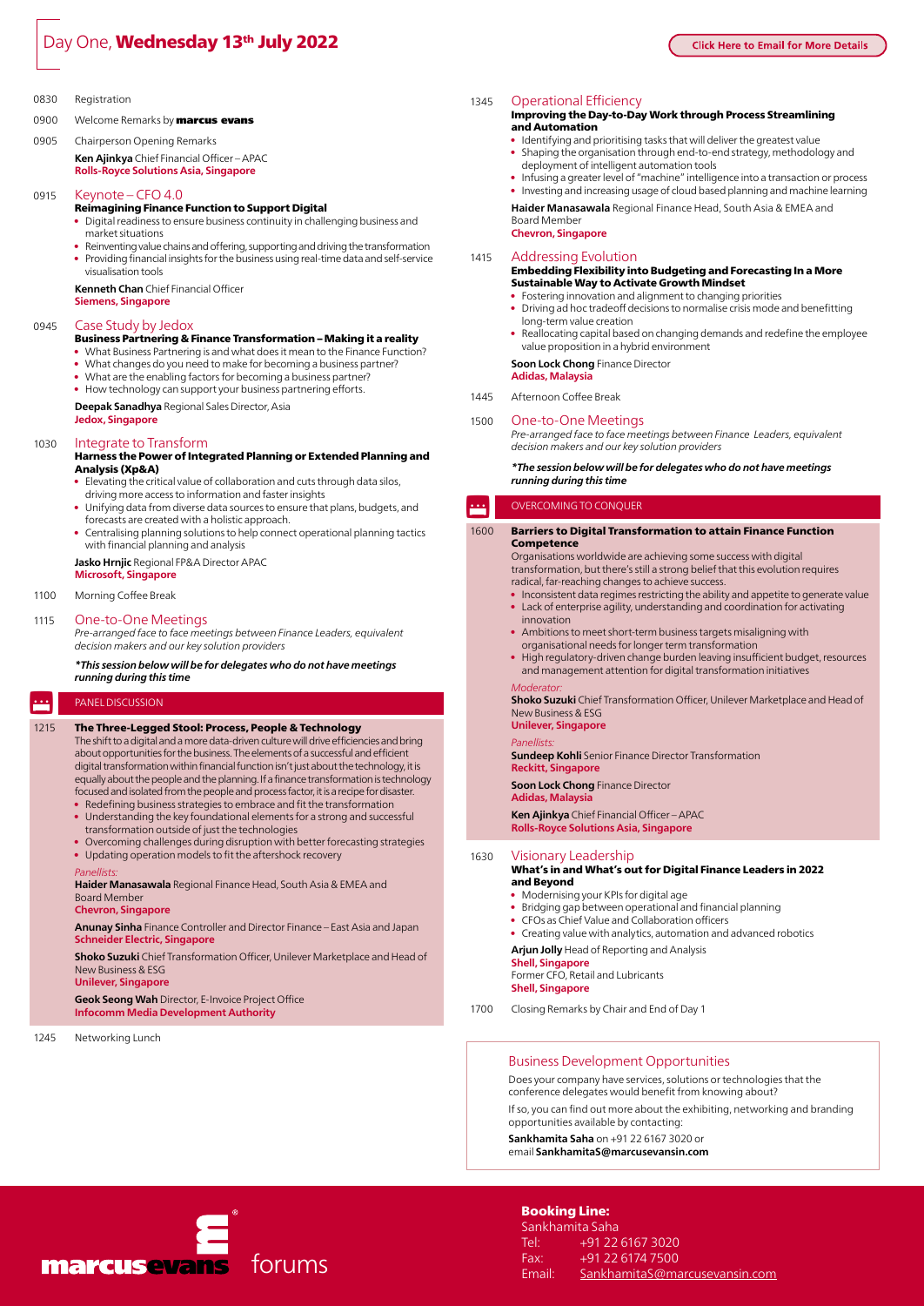# Day One, **Wednesday 13th July 2022**

Click Here to Email for More Details

0830 Registration

0900 Welcome Remarks by **marcus evans**

0905 Chairperson Opening Remarks

**Ken Ajinkya** Chief Financial Officer – APAC
**Rolls-Royce Solutions Asia, Singapore**

0915 Keynote – CFO 4.0

**Reimagining Finance Function to Support Digital**

- Digital readiness to ensure business continuity in challenging business and market situations
- Reinventing value chains and offering, supporting and driving the transformation
- Providing financial insights for the business using real-time data and self-service visualisation tools

**Kenneth Chan** Chief Financial Officer
**Siemens, Singapore**

0945 Case Study by Jedox

**Business Partnering & Finance Transformation – Making it a reality**

- What Business Partnering is and what does it mean to the Finance Function?
- What changes do you need to make for becoming a business partner?
- What are the enabling factors for becoming a business partner?
- How technology can support your business partnering efforts.

**Deepak Sanadhya** Regional Sales Director, Asia
**Jedox, Singapore**

1030 Integrate to Transform

**Harness the Power of Integrated Planning or Extended Planning and Analysis (Xp&A)**

- Elevating the critical value of collaboration and cuts through data silos, driving more access to information and faster insights
- Unifying data from diverse data sources to ensure that plans, budgets, and forecasts are created with a holistic approach.
- Centralising planning solutions to help connect operational planning tactics with financial planning and analysis

**Jasko Hrnjic** Regional FP&A Director APAC
**Microsoft, Singapore**

1100 Morning Coffee Break

1115 One-to-One Meetings

*Pre-arranged face to face meetings between Finance Leaders, equivalent decision makers and our key solution providers*

***This session below will be for delegates who do not have meetings running during this time***

PANEL DISCUSSION

1215 **The Three-Legged Stool: Process, People & Technology**

The shift to a digital and a more data-driven culture will drive efficiencies and bring about opportunities for the business. The elements of a successful and efficient digital transformation within financial function isn't just about the technology, it is equally about the people and the planning. If a finance transformation is technology focused and isolated from the people and process factor, it is a recipe for disaster.

- Redefining business strategies to embrace and fit the transformation
- Understanding the key foundational elements for a strong and successful transformation outside of just the technologies
- Overcoming challenges during disruption with better forecasting strategies
- Updating operation models to fit the aftershock recovery

*Panellists:*

**Haider Manasawala** Regional Finance Head, South Asia & EMEA and Board Member
**Chevron, Singapore**

**Anunay Sinha** Finance Controller and Director Finance – East Asia and Japan
**Schneider Electric, Singapore**

**Shoko Suzuki** Chief Transformation Officer, Unilever Marketplace and Head of New Business & ESG
**Unilever, Singapore**

**Geok Seong Wah** Director, E-Invoice Project Office
**Infocomm Media Development Authority**

1245 Networking Lunch

1345 Operational Efficiency

**Improving the Day-to-Day Work through Process Streamlining and Automation**

- Identifying and prioritising tasks that will deliver the greatest value
- Shaping the organisation through end-to-end strategy, methodology and deployment of intelligent automation tools
- Infusing a greater level of "machine" intelligence into a transaction or process
- Investing and increasing usage of cloud based planning and machine learning

**Haider Manasawala** Regional Finance Head, South Asia & EMEA and Board Member
**Chevron, Singapore**

1415 Addressing Evolution

**Embedding Flexibility into Budgeting and Forecasting In a More Sustainable Way to Activate Growth Mindset**

- Fostering innovation and alignment to changing priorities
- Driving ad hoc tradeoff decisions to normalise crisis mode and benefitting long-term value creation
- Reallocating capital based on changing demands and redefine the employee value proposition in a hybrid environment

**Soon Lock Chong** Finance Director
**Adidas, Malaysia**

1445 Afternoon Coffee Break

1500 One-to-One Meetings

*Pre-arranged face to face meetings between Finance Leaders, equivalent decision makers and our key solution providers*

***The session below will be for delegates who do not have meetings running during this time***

OVERCOMING TO CONQUER

1600 **Barriers to Digital Transformation to attain Finance Function Competence**

Organisations worldwide are achieving some success with digital transformation, but there's still a strong belief that this evolution requires radical, far-reaching changes to achieve success.

- Inconsistent data regimes restricting the ability and appetite to generate value
- Lack of enterprise agility, understanding and coordination for activating innovation
- Ambitions to meet short-term business targets misaligning with organisational needs for longer term transformation
- High regulatory-driven change burden leaving insufficient budget, resources and management attention for digital transformation initiatives

*Moderator:*

**Shoko Suzuki** Chief Transformation Officer, Unilever Marketplace and Head of New Business & ESG
**Unilever, Singapore**

*Panellists:*

**Sundeep Kohli** Senior Finance Director Transformation
**Reckitt, Singapore**

**Soon Lock Chong** Finance Director
**Adidas, Malaysia**

**Ken Ajinkya** Chief Financial Officer – APAC
**Rolls-Royce Solutions Asia, Singapore**

1630 Visionary Leadership

**What's in and What's out for Digital Finance Leaders in 2022 and Beyond**

- Modernising your KPIs for digital age
- Bridging gap between operational and financial planning
- CFOs as Chief Value and Collaboration officers
- Creating value with analytics, automation and advanced robotics

**Arjun Jolly** Head of Reporting and Analysis
**Shell, Singapore**
Former CFO, Retail and Lubricants
**Shell, Singapore**

1700 Closing Remarks by Chair and End of Day 1

## Business Development Opportunities

Does your company have services, solutions or technologies that the conference delegates would benefit from knowing about?

If so, you can find out more about the exhibiting, networking and branding opportunities available by contacting:

**Sankhamita Saha** on +91 22 6167 3020 or email **SankhamitaS@marcusevansin.com**

marcus evans forums

**Booking Line:**
Sankhamita Saha
Tel: +91 22 6167 3020
Fax: +91 22 6174 7500
Email: SankhamitaS@marcusevansin.com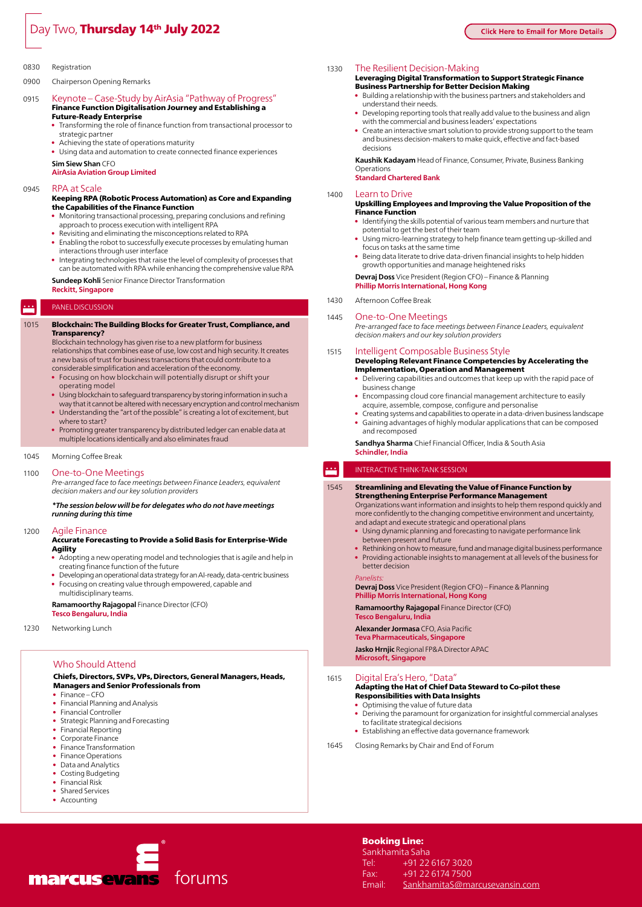# Day Two, **Thursday 14th July 2022**

Click Here to Email for More Details

0830 Registration

0900 Chairperson Opening Remarks

0915 **Keynote – Case-Study by AirAsia "Pathway of Progress"**

**Finance Function Digitalisation Journey and Establishing a Future-Ready Enterprise**

- Transforming the role of finance function from transactional processor to strategic partner
- Achieving the state of operations maturity
- Using data and automation to create connected finance experiences

**Sim Siew Shan** CFO
**AirAsia Aviation Group Limited**

0945 **RPA at Scale**

**Keeping RPA (Robotic Process Automation) as Core and Expanding the Capabilities of the Finance Function**

- Monitoring transactional processing, preparing conclusions and refining approach to process execution with intelligent RPA
- Revisiting and eliminating the misconceptions related to RPA
- Enabling the robot to successfully execute processes by emulating human interactions through user interface
- Integrating technologies that raise the level of complexity of processes that can be automated with RPA while enhancing the comprehensive value RPA

**Sundeep Kohli** Senior Finance Director Transformation
**Reckitt, Singapore**

PANEL DISCUSSION

1015 **Blockchain: The Building Blocks for Greater Trust, Compliance, and Transparency?**

Blockchain technology has given rise to a new platform for business relationships that combines ease of use, low cost and high security. It creates a new basis of trust for business transactions that could contribute to a considerable simplification and acceleration of the economy.

- Focusing on how blockchain will potentially disrupt or shift your operating model
- Using blockchain to safeguard transparency by storing information in such a way that it cannot be altered with necessary encryption and control mechanism
- Understanding the "art of the possible" is creating a lot of excitement, but where to start?
- Promoting greater transparency by distributed ledger can enable data at multiple locations identically and also eliminates fraud

1045 Morning Coffee Break

1100 **One-to-One Meetings**

*Pre-arranged face to face meetings between Finance Leaders, equivalent decision makers and our key solution providers*

***The session below will be for delegates who do not have meetings running during this time***

1200 **Agile Finance**

**Accurate Forecasting to Provide a Solid Basis for Enterprise-Wide Agility**

- Adopting a new operating model and technologies that is agile and help in creating finance function of the future
- Developing an operational data strategy for an AI-ready, data-centric business
- Focusing on creating value through empowered, capable and multidisciplinary teams.

**Ramamoorthy Rajagopal** Finance Director (CFO)
**Tesco Bengaluru, India**

1230 Networking Lunch

1330 **The Resilient Decision-Making**

**Leveraging Digital Transformation to Support Strategic Finance Business Partnership for Better Decision Making**

- Building a relationship with the business partners and stakeholders and understand their needs.
- Developing reporting tools that really add value to the business and align with the commercial and business leaders' expectations
- Create an interactive smart solution to provide strong support to the team and business decision-makers to make quick, effective and fact-based decisions

**Kaushik Kadayam** Head of Finance, Consumer, Private, Business Banking Operations
**Standard Chartered Bank**

1400 **Learn to Drive**

**Upskilling Employees and Improving the Value Proposition of the Finance Function**

- Identifying the skills potential of various team members and nurture that potential to get the best of their team
- Using micro-learning strategy to help finance team getting up-skilled and focus on tasks at the same time
- Being data literate to drive data-driven financial insights to help hidden growth opportunities and manage heightened risks

**Devraj Doss** Vice President (Region CFO) – Finance & Planning
**Phillip Morris International, Hong Kong**

1430 Afternoon Coffee Break

1445 **One-to-One Meetings**

*Pre-arranged face to face meetings between Finance Leaders, equivalent decision makers and our key solution providers*

1515 **Intelligent Composable Business Style**

**Developing Relevant Finance Competencies by Accelerating the Implementation, Operation and Management**

- Delivering capabilities and outcomes that keep up with the rapid pace of business change
- Encompassing cloud core financial management architecture to easily acquire, assemble, compose, configure and personalise
- Creating systems and capabilities to operate in a data-driven business landscape
- Gaining advantages of highly modular applications that can be composed and recomposed

**Sandhya Sharma** Chief Financial Officer, India & South Asia
**Schindler, India**

INTERACTIVE THINK-TANK SESSION

1545 **Streamlining and Elevating the Value of Finance Function by Strengthening Enterprise Performance Management**

Organizations want information and insights to help them respond quickly and more confidently to the changing competitive environment and uncertainty, and adapt and execute strategic and operational plans

- Using dynamic planning and forecasting to navigate performance link between present and future
- Rethinking on how to measure, fund and manage digital business performance
- Providing actionable insights to management at all levels of the business for better decision

*Panelists:*

**Devraj Doss** Vice President (Region CFO) – Finance & Planning
**Phillip Morris International, Hong Kong**

**Ramamoorthy Rajagopal** Finance Director (CFO)
**Tesco Bengaluru, India**

**Alexander Jormasa** CFO, Asia Pacific
**Teva Pharmaceuticals, Singapore**

**Jasko Hrnjic** Regional FP&A Director APAC
**Microsoft, Singapore**

1615 **Digital Era's Hero, "Data"**

**Adapting the Hat of Chief Data Steward to Co-pilot these Responsibilities with Data Insights**

- Optimising the value of future data
- Deriving the paramount for organization for insightful commercial analyses to facilitate strategical decisions
- Establishing an effective data governance framework

1645 Closing Remarks by Chair and End of Forum

## Who Should Attend

**Chiefs, Directors, SVPs, VPs, Directors, General Managers, Heads, Managers and Senior Professionals from**

- Finance – CFO
- Financial Planning and Analysis
- Financial Controller
- Strategic Planning and Forecasting
- Financial Reporting
- Corporate Finance
- Finance Transformation
- Finance Operations
- Data and Analytics
- Costing Budgeting
- Financial Risk
- Shared Services
- Accounting

marcusevans forums

**Booking Line:**
Sankhamita Saha
Tel: +91 22 6167 3020
Fax: +91 22 6174 7500
Email: SankhamitaS@marcusevansin.com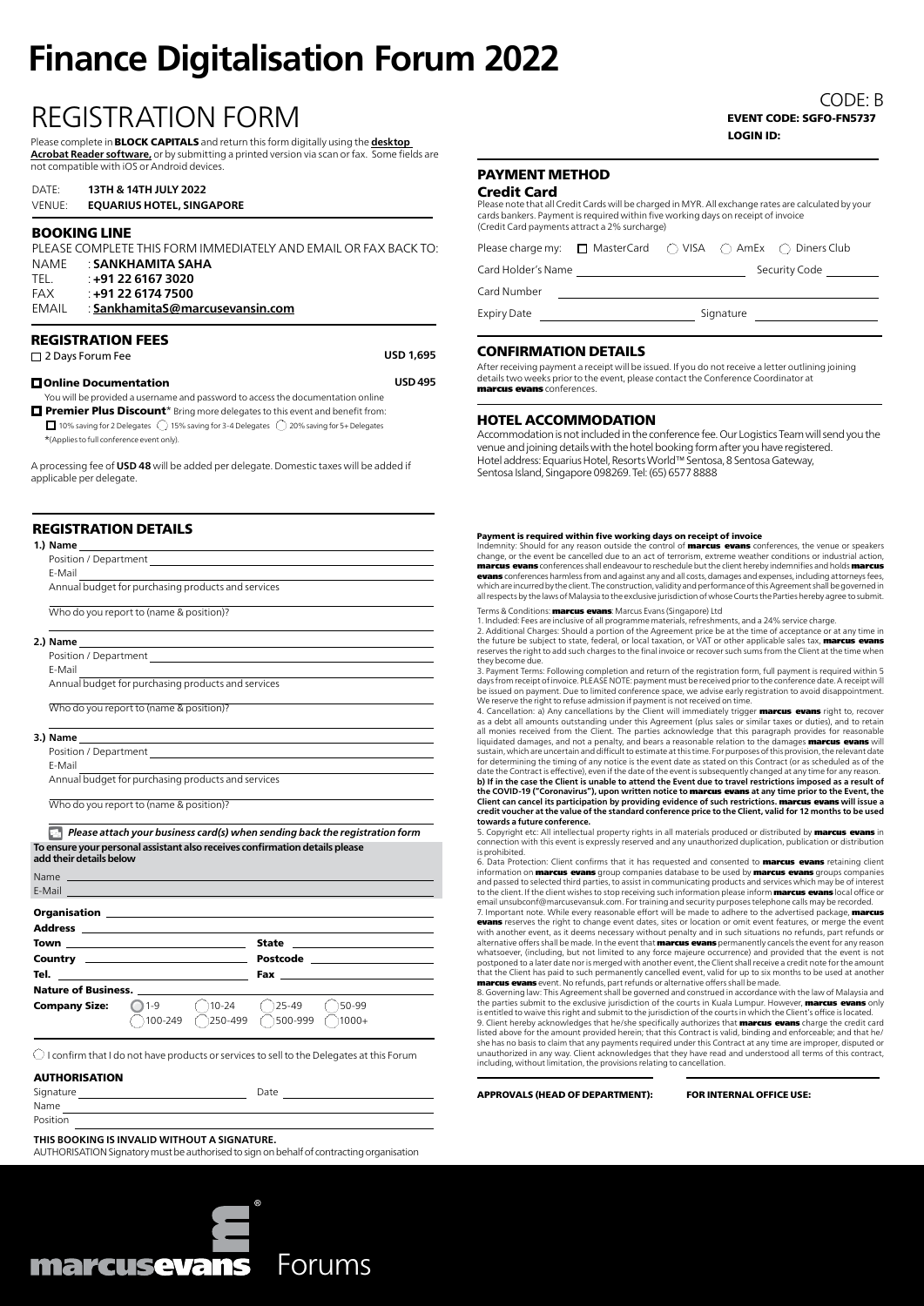# Finance Digitalisation Forum 2022

## REGISTRATION FORM

CODE: B
**EVENT CODE: SGFO-FN5737**
**LOGIN ID:**

Please complete in **BLOCK CAPITALS** and return this form digitally using the **desktop Acrobat Reader software,** or by submitting a printed version via scan or fax. Some fields are not compatible with iOS or Android devices.

DATE: **13TH & 14TH JULY 2022**
VENUE: **EQUARIUS HOTEL, SINGAPORE**

### BOOKING LINE

PLEASE COMPLETE THIS FORM IMMEDIATELY AND EMAIL OR FAX BACK TO:
NAME : **SANKHAMITA SAHA**
TEL. : **+91 22 6167 3020**
FAX : **+91 22 6174 7500**
EMAIL : **SankhamitaS@marcusevansin.com**

### REGISTRATION FEES

☐ 2 Days Forum Fee **USD 1,695**

☐ **Online Documentation** **USD 495**
You will be provided a username and password to access the documentation online

☐ **Premier Plus Discount*** Bring more delegates to this event and benefit from:
☐ 10% saving for 2 Delegates ◯ 15% saving for 3-4 Delegates ◯ 20% saving for 5+ Delegates
*(Applies to full conference event only).

A processing fee of **USD 48** will be added per delegate. Domestic taxes will be added if applicable per delegate.

### REGISTRATION DETAILS

**1.) Name**
Position / Department
E-Mail
Annual budget for purchasing products and services
Who do you report to (name & position)?

**2.) Name**
Position / Department
E-Mail
Annual budget for purchasing products and services
Who do you report to (name & position)?

**3.) Name**
Position / Department
E-Mail
Annual budget for purchasing products and services
Who do you report to (name & position)?

***Please attach your business card(s) when sending back the registration form***

**To ensure your personal assistant also receives confirmation details please add their details below**
Name
E-Mail

**Organisation**
**Address**
**Town** **State**
**Country** **Postcode**
**Tel.** **Fax**
**Nature of Business.**
**Company Size:** ◯ 1-9 ◯ 10-24 ◯ 25-49 ◯ 50-99 ◯ 100-249 ◯ 250-499 ◯ 500-999 ◯ 1000+

◯ I confirm that I do not have products or services to sell to the Delegates at this Forum

### AUTHORISATION

Signature Date
Name
Position

**THIS BOOKING IS INVALID WITHOUT A SIGNATURE.**
AUTHORISATION Signatory must be authorised to sign on behalf of contracting organisation

### PAYMENT METHOD

**Credit Card**
Please note that all Credit Cards will be charged in MYR. All exchange rates are calculated by your cards bankers. Payment is required within five working days on receipt of invoice
(Credit Card payments attract a 2% surcharge)

Please charge my: ☐ MasterCard ◯ VISA ◯ AmEx ◯ Diners Club
Card Holder's Name Security Code
Card Number
Expiry Date Signature

### CONFIRMATION DETAILS

After receiving payment a receipt will be issued. If you do not receive a letter outlining joining details two weeks prior to the event, please contact the Conference Coordinator at **marcus evans** conferences.

### HOTEL ACCOMMODATION

Accommodation is not included in the conference fee. Our Logistics Team will send you the venue and joining details with the hotel booking form after you have registered.
Hotel address: Equarius Hotel, Resorts World™ Sentosa, 8 Sentosa Gateway, Sentosa Island, Singapore 098269. Tel: (65) 6577 8888

**Payment is required within five working days on receipt of invoice**
Indemnity: Should for any reason outside the control of **marcus evans** conferences, the venue or speakers change, or the event be cancelled due to an act of terrorism, extreme weather conditions or industrial action, **marcus evans** conferences shall endeavour to reschedule but the client hereby indemnifies and holds **marcus evans** conferences harmless from and against any and all costs, damages and expenses, including attorneys fees, which are incurred by the client. The construction, validity and performance of this Agreement shall be governed in all respects by the laws of Malaysia to the exclusive jurisdiction of whose Courts the Parties hereby agree to submit.

Terms & Conditions: **marcus evans**: Marcus Evans (Singapore) Ltd
1. Included: Fees are inclusive of all programme materials, refreshments, and a 24% service charge.
2. Additional Charges: Should a portion of the Agreement price be at the time of acceptance or at any time in the future be subject to state, federal, or local taxation, or VAT or other applicable sales tax, **marcus evans** reserves the right to add such charges to the final invoice or recover such sums from the Client at the time when they become due.
3. Payment Terms: Following completion and return of the registration form, full payment is required within 5 days from receipt of invoice. PLEASE NOTE: payment must be received prior to the conference date. A receipt will be issued on payment. Due to limited conference space, we advise early registration to avoid disappointment. We reserve the right to refuse admission if payment is not received on time.
4. Cancellation: a) Any cancellations by the Client will immediately trigger **marcus evans** right to, recover as a debt all amounts outstanding under this Agreement (plus sales or similar taxes or duties), and to retain all monies received from the Client. The parties acknowledge that this paragraph provides for reasonable liquidated damages, and not a penalty, and bears a reasonable relation to the damages **marcus evans** will sustain, which are uncertain and difficult to estimate at this time. For purposes of this provision, the relevant date for determining the timing of any notice is the event date as stated on this Contract (or as scheduled as of the date the Contract is effective), even if the date of the event is subsequently changed at any time for any reason. **b) If in the case the Client is unable to attend the Event due to travel restrictions imposed as a result of the COVID-19 ("Coronavirus"), upon written notice to marcus evans at any time prior to the Event, the Client can cancel its participation by providing evidence of such restrictions. marcus evans will issue a credit voucher at the value of the standard conference price to the Client, valid for 12 months to be used towards a future conference.**
5. Copyright etc: All intellectual property rights in all materials produced or distributed by **marcus evans** in connection with this event is expressly reserved and any unauthorized duplication, publication or distribution is prohibited.
6. Data Protection: Client confirms that it has requested and consented to **marcus evans** retaining client information on **marcus evans** group companies database to be used by **marcus evans** groups companies and passed to selected third parties, to assist in communicating products and services which may be of interest to the client. If the client wishes to stop receiving such information please inform **marcus evans** local office or email unsubconf@marcusevansuk.com. For training and security purposes telephone calls may be recorded.
7. Important note. While every reasonable effort will be made to adhere to the advertised package, **marcus evans** reserves the right to change event dates, sites or location or omit event features, or merge the event with another event, as it deems necessary without penalty and in such situations no refunds, part refunds or alternative offers shall be made. In the event that **marcus evans** permanently cancels the event for any reason whatsoever, (including, but not limited to any force majeure occurrence) and provided that the event is not postponed to a later date nor is merged with another event, the Client shall receive a credit note for the amount that the Client has paid to such permanently cancelled event, valid for up to six months to be used at another **marcus evans** event. No refunds, part refunds or alternative offers shall be made.
8. Governing law: This Agreement shall be governed and construed in accordance with the law of Malaysia and the parties submit to the exclusive jurisdiction of the courts in Kuala Lumpur. However, **marcus evans** only is entitled to waive this right and submit to the jurisdiction of the courts in which the Client's office is located.
9. Client hereby acknowledges that he/she specifically authorizes that **marcus evans** charge the credit card listed above for the amount provided herein; that this Contract is valid, binding and enforceable; and that he/she has no basis to claim that any payments required under this Contract at any time are improper, disputed or unauthorized in any way. Client acknowledges that they have read and understood all terms of this contract, including, without limitation, the provisions relating to cancellation.

**APPROVALS (HEAD OF DEPARTMENT):** **FOR INTERNAL OFFICE USE:**

marcusevans Forums